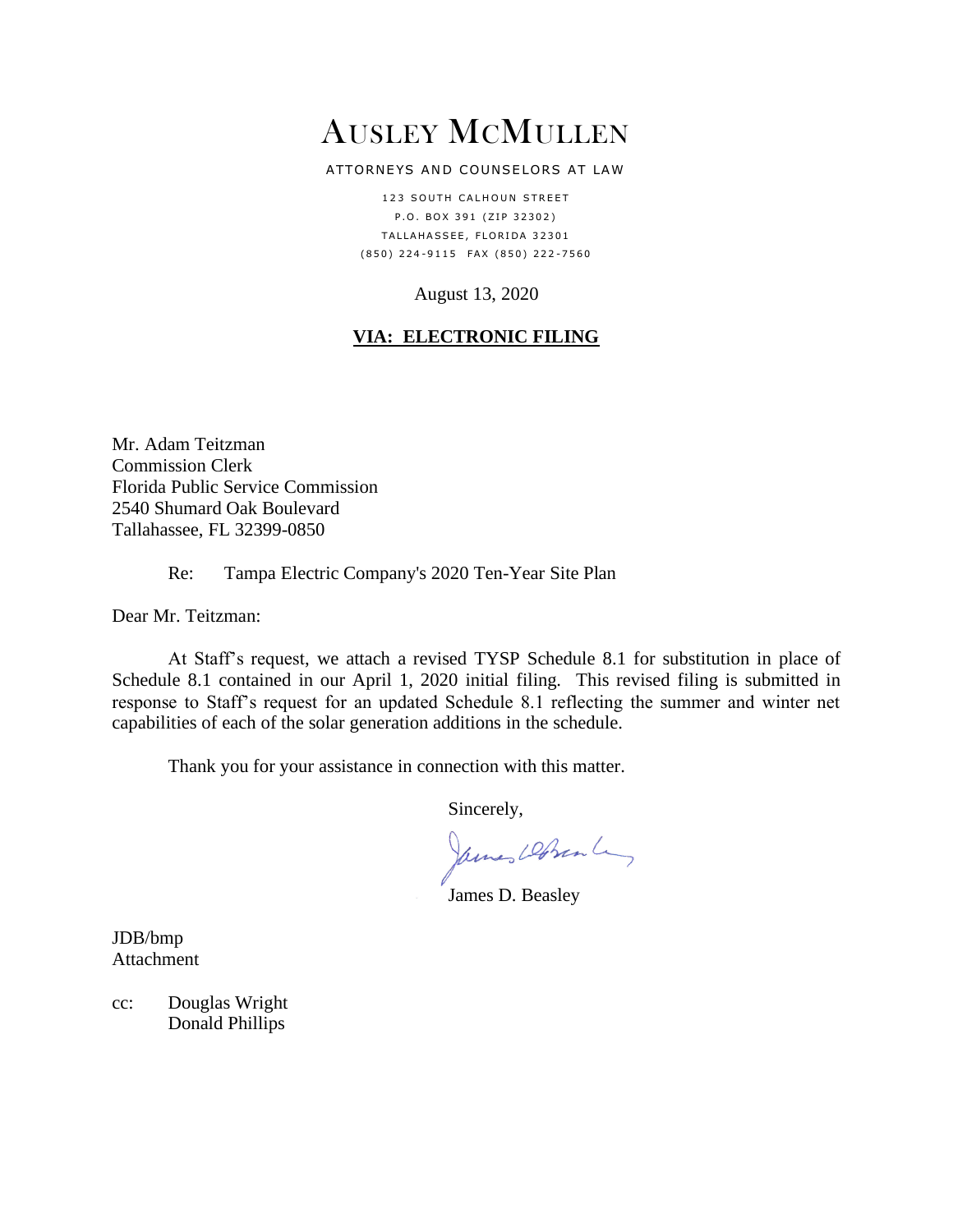# AUSLEY MCMULLEN

ATTORNEYS AND COUNSELORS AT LAW

123 SOUTH CALHOUN STREET
P.O. BOX 391 (ZIP 32302)
TALLAHASSEE, FLORIDA 32301
(850) 224-9115 FAX (850) 222-7560

August 13, 2020

**VIA: ELECTRONIC FILING**

Mr. Adam Teitzman
Commission Clerk
Florida Public Service Commission
2540 Shumard Oak Boulevard
Tallahassee, FL 32399-0850

Re: Tampa Electric Company's 2020 Ten-Year Site Plan

Dear Mr. Teitzman:

At Staff's request, we attach a revised TYSP Schedule 8.1 for substitution in place of Schedule 8.1 contained in our April 1, 2020 initial filing. This revised filing is submitted in response to Staff's request for an updated Schedule 8.1 reflecting the summer and winter net capabilities of each of the solar generation additions in the schedule.

Thank you for your assistance in connection with this matter.

Sincerely,

James D. Beasley

JDB/bmp
Attachment

cc: Douglas Wright
Donald Phillips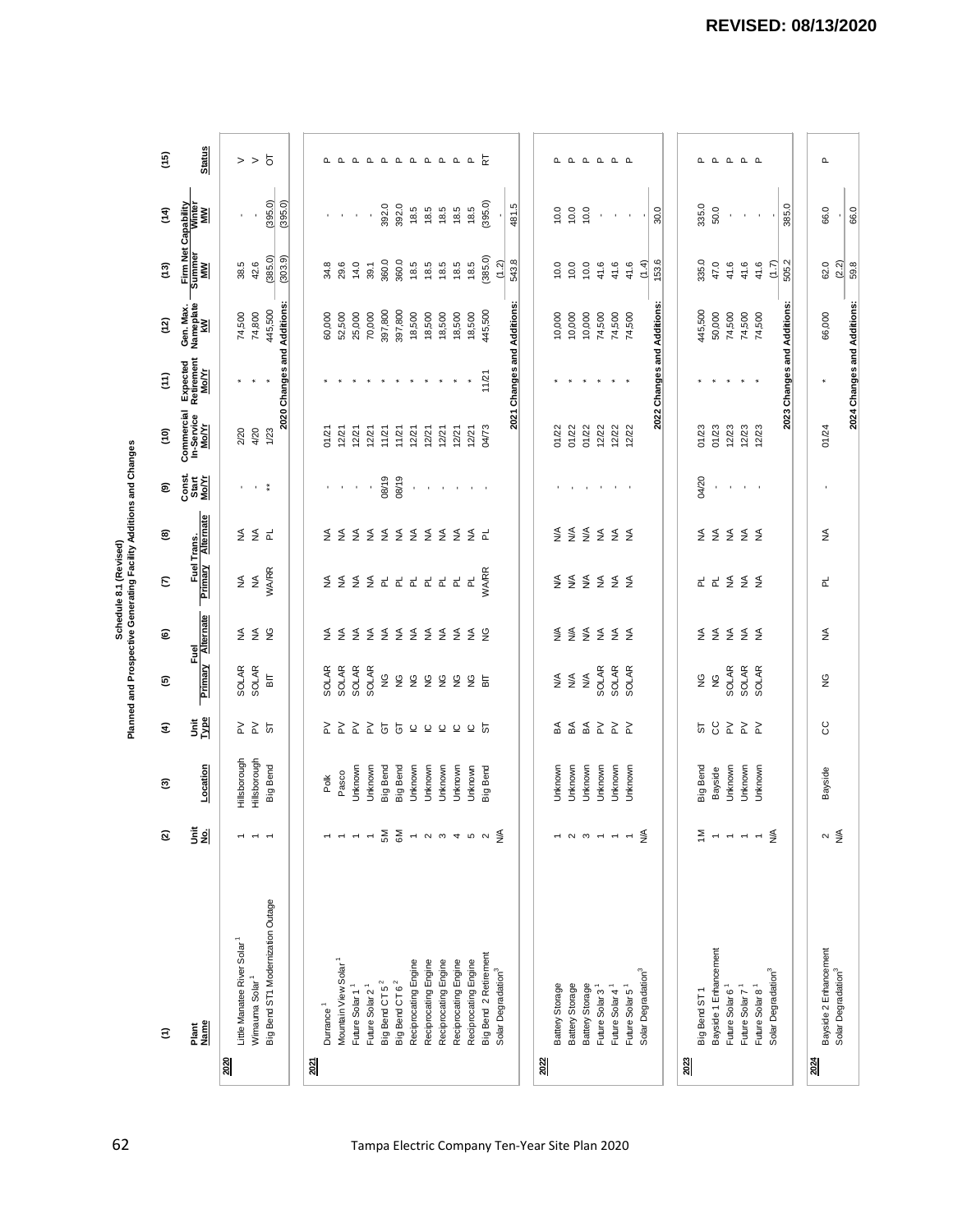**REVISED: 08/13/2020**

**Schedule 8.1 (Revised)**
**Planned and Prospective Generating Facility Additions and Changes**

| (1) Plant Name | (2) Unit No. | (3) Location | (4) Unit Type | (5) Fuel Primary | (6) Fuel Alternate | (7) Fuel Trans. Primary | (8) Fuel Trans. Alternate | (9) Const. Start Mo/Yr | (10) Commercial In-Service Mo/Yr | (11) Expected Retirement Mo/Yr | (12) Gen. Max. Nameplate kW | (13) Firm Net Capability Summer MW | (14) Firm Net Capability Winter MW | (15) Status |
|---|---|---|---|---|---|---|---|---|---|---|---|---|---|---|
| **2020** | | | | | | | | | | | | | | |
| Little Manatee River Solar[1] | 1 | Hillsborough | PV | SOLAR | NA | NA | NA | - | 2/20 | * | 74,500 | 38.5 | - | V |
| Wimauma Solar[1] | 1 | Hillsborough | PV | SOLAR | NA | NA | NA | - | 4/20 | * | 74,800 | 42.6 | - | V |
| Big Bend ST1 Modernization Outage | 1 | Big Bend | ST | BIT | NG | WA/RR | PL | ** | 1/23 | * | 445,500 | (385.0) | (395.0) | OT |
| | | | | | | | | | | **2020 Changes and Additions:** | | (303.9) | (395.0) | |
| **2021** | | | | | | | | | | | | | | |
| Durrance[1] | 1 | Polk | PV | SOLAR | NA | NA | NA | - | 01/21 | * | 60,000 | 34.8 | - | P |
| Mountain View Solar[1] | 1 | Pasco | PV | SOLAR | NA | NA | NA | - | 12/21 | * | 52,500 | 29.6 | - | P |
| Future Solar 1[1] | 1 | Unknown | PV | SOLAR | NA | NA | NA | - | 12/21 | * | 25,000 | 14.0 | - | P |
| Future Solar 2[1] | 1 | Unknown | PV | SOLAR | NA | NA | NA | - | 12/21 | * | 70,000 | 39.1 | - | P |
| Big Bend CT 5[2] | 5M | Big Bend | GT | NG | NA | PL | NA | 08/19 | 11/21 | * | 397,800 | 360.0 | 392.0 | P |
| Big Bend CT 6[2] | 6M | Big Bend | GT | NG | NA | PL | NA | 08/19 | 11/21 | * | 397,800 | 360.0 | 392.0 | P |
| Reciprocating Engine | 1 | Unknown | IC | NG | NA | PL | NA | - | 12/21 | * | 18,500 | 18.5 | 18.5 | P |
| Reciprocating Engine | 2 | Unknown | IC | NG | NA | PL | NA | - | 12/21 | * | 18,500 | 18.5 | 18.5 | P |
| Reciprocating Engine | 3 | Unknown | IC | NG | NA | PL | NA | - | 12/21 | * | 18,500 | 18.5 | 18.5 | P |
| Reciprocating Engine | 4 | Unknown | IC | NG | NA | PL | NA | - | 12/21 | * | 18,500 | 18.5 | 18.5 | P |
| Reciprocating Engine | 5 | Unknown | IC | NG | NA | PL | NA | - | 12/21 | * | 18,500 | 18.5 | 18.5 | P |
| Big Bend 2 Retirement | 2 | Big Bend | ST | BIT | NG | WA/RR | PL | - | 04/73 | 11/21 | 445,500 | (385.0) | (395.0) | RT |
| Solar Degradation[3] | N/A | | | | | | | | | | | (1.2) | - | |
| | | | | | | | | | | **2021 Changes and Additions:** | | 543.8 | 481.5 | |
| **2022** | | | | | | | | | | | | | | |
| Battery Storage | 1 | Unknown | BA | N/A | N/A | N/A | N/A | - | 01/22 | * | 10,000 | 10.0 | 10.0 | P |
| Battery Storage | 2 | Unknown | BA | N/A | N/A | N/A | N/A | - | 01/22 | * | 10,000 | 10.0 | 10.0 | P |
| Battery Storage | 3 | Unknown | BA | N/A | N/A | N/A | N/A | - | 01/22 | * | 10,000 | 10.0 | 10.0 | P |
| Future Solar 3[1] | 1 | Unknown | PV | SOLAR | NA | NA | NA | - | 12/22 | * | 74,500 | 41.6 | - | P |
| Future Solar 4[1] | 1 | Unknown | PV | SOLAR | NA | NA | NA | - | 12/22 | * | 74,500 | 41.6 | - | P |
| Future Solar 5[1] | 1 | Unknown | PV | SOLAR | NA | NA | NA | - | 12/22 | * | 74,500 | 41.6 | - | P |
| Solar Degradation[3] | N/A | | | | | | | | | | | (1.4) | - | |
| | | | | | | | | | | **2022 Changes and Additions:** | | 153.6 | 30.0 | |
| **2023** | | | | | | | | | | | | | | |
| Big Bend ST 1 | 1M | Big Bend | ST | NG | NA | PL | NA | 04/20 | 01/23 | * | 445,500 | 335.0 | 335.0 | P |
| Bayside 1 Enhancement | 1 | Bayside | CC | NG | NA | PL | NA | - | 01/23 | * | 50,000 | 47.0 | 50.0 | P |
| Future Solar 6[1] | 1 | Unknown | PV | SOLAR | NA | NA | NA | - | 12/23 | * | 74,500 | 41.6 | - | P |
| Future Solar 7[1] | 1 | Unknown | PV | SOLAR | NA | NA | NA | - | 12/23 | * | 74,500 | 41.6 | - | P |
| Future Solar 8[1] | 1 | Unknown | PV | SOLAR | NA | NA | NA | - | 12/23 | * | 74,500 | 41.6 | - | P |
| Solar Degradation[3] | N/A | | | | | | | | | | | (1.7) | - | |
| | | | | | | | | | | **2023 Changes and Additions:** | | 505.2 | 385.0 | |
| **2024** | | | | | | | | | | | | | | |
| Bayside 2 Enhancement | 2 | Bayside | CC | NG | NA | PL | NA | - | 01/24 | * | 66,000 | 62.0 | 66.0 | P |
| Solar Degradation[3] | N/A | | | | | | | | | | | (2.2) | - | |
| | | | | | | | | | | **2024 Changes and Additions:** | | 59.8 | 66.0 | |

Tampa Electric Company Ten-Year Site Plan 2020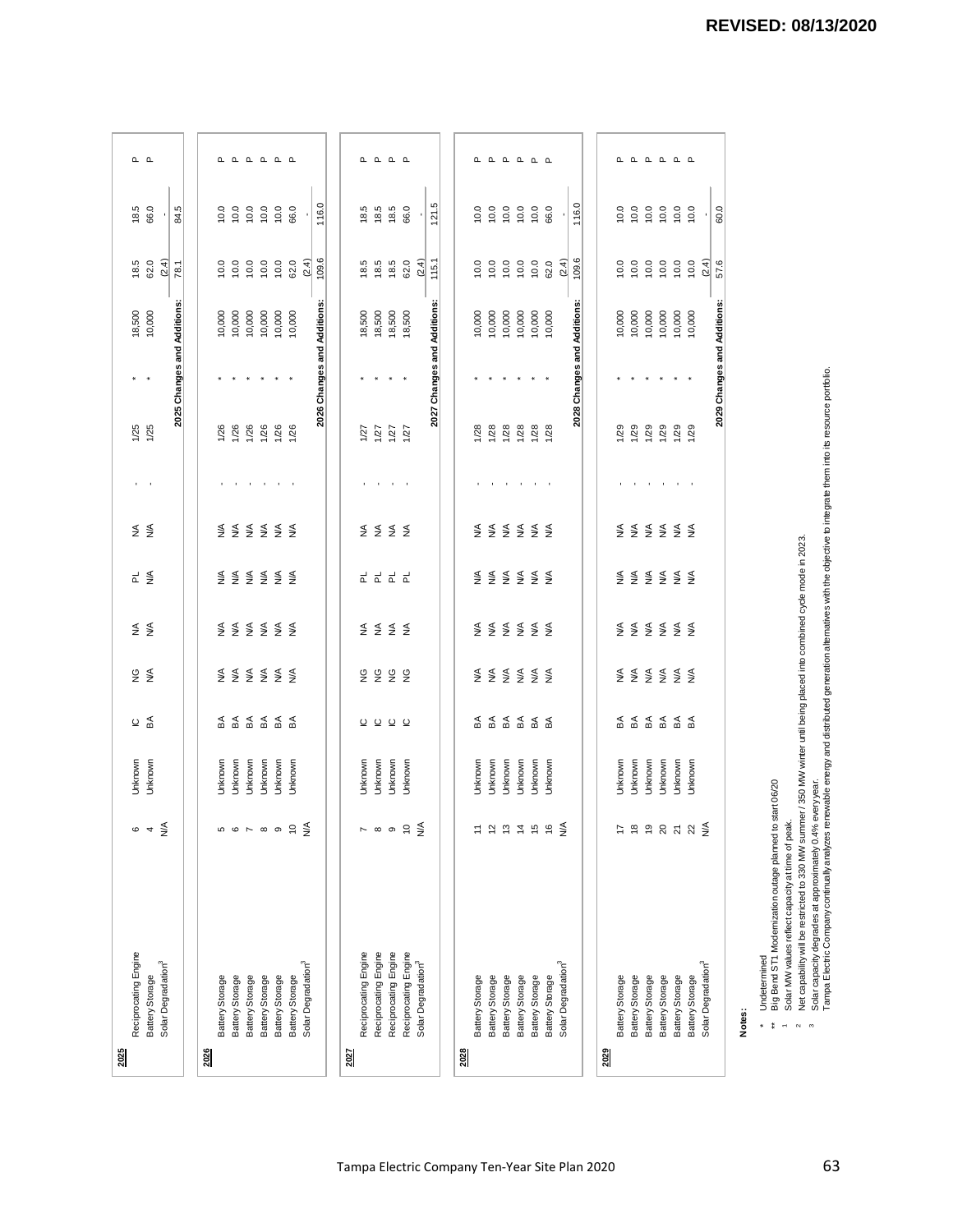**REVISED: 08/13/2020**

| | | | | | | | | | | | | | | | |
|---|---|---|---|---|---|---|---|---|---|---|---|---|---|---|---|
| **2025** | Reciprocating Engine | 6 | Unknown | IC | NG | N/A | PL | N/A | - | 1/25 | * | 18,500 | 18.5 | 18.5 | P |
| | Battery Storage | 4 | Unknown | BA | N/A | N/A | N/A | N/A | - | 1/25 | * | 10,000 | 62.0 | 66.0 | P |
| | Solar Degradation[3] | N/A | | | | | | | | | | | (2.4) | - | |
| | | | | | | | | | | | **2025 Changes and Additions:** | | 78.1 | 84.5 | |
| **2026** | Battery Storage | 5 | Unknown | BA | N/A | N/A | N/A | N/A | - | 1/26 | * | 10,000 | 10.0 | 10.0 | P |
| | Battery Storage | 6 | Unknown | BA | N/A | N/A | N/A | N/A | - | 1/26 | * | 10,000 | 10.0 | 10.0 | P |
| | Battery Storage | 7 | Unknown | BA | N/A | N/A | N/A | N/A | - | 1/26 | * | 10,000 | 10.0 | 10.0 | P |
| | Battery Storage | 8 | Unknown | BA | N/A | N/A | N/A | N/A | - | 1/26 | * | 10,000 | 10.0 | 10.0 | P |
| | Battery Storage | 9 | Unknown | BA | N/A | N/A | N/A | N/A | - | 1/26 | * | 10,000 | 10.0 | 10.0 | P |
| | Battery Storage | 10 | Unknown | BA | N/A | N/A | N/A | N/A | - | 1/26 | * | 10,000 | 62.0 | 66.0 | P |
| | Solar Degradation[3] | N/A | | | | | | | | | | | (2.4) | - | |
| | | | | | | | | | | | **2026 Changes and Additions:** | | 109.6 | 116.0 | |
| **2027** | Reciprocating Engine | 7 | Unknown | IC | NG | N/A | PL | N/A | - | 1/27 | * | 18,500 | 18.5 | 18.5 | P |
| | Reciprocating Engine | 8 | Unknown | IC | NG | N/A | PL | N/A | - | 1/27 | * | 18,500 | 18.5 | 18.5 | P |
| | Reciprocating Engine | 9 | Unknown | IC | NG | N/A | PL | N/A | - | 1/27 | * | 18,500 | 18.5 | 18.5 | P |
| | Reciprocating Engine | 10 | Unknown | IC | NG | N/A | PL | N/A | - | 1/27 | * | 18,500 | 62.0 | 66.0 | P |
| | Solar Degradation[3] | N/A | | | | | | | | | | | (2.4) | - | |
| | | | | | | | | | | | **2027 Changes and Additions:** | | 115.1 | 121.5 | |
| **2028** | Battery Storage | 11 | Unknown | BA | N/A | N/A | N/A | N/A | - | 1/28 | * | 10,000 | 10.0 | 10.0 | P |
| | Battery Storage | 12 | Unknown | BA | N/A | N/A | N/A | N/A | - | 1/28 | * | 10,000 | 10.0 | 10.0 | P |
| | Battery Storage | 13 | Unknown | BA | N/A | N/A | N/A | N/A | - | 1/28 | * | 10,000 | 10.0 | 10.0 | P |
| | Battery Storage | 14 | Unknown | BA | N/A | N/A | N/A | N/A | - | 1/28 | * | 10,000 | 10.0 | 10.0 | P |
| | Battery Storage | 15 | Unknown | BA | N/A | N/A | N/A | N/A | - | 1/28 | * | 10,000 | 10.0 | 10.0 | P |
| | Battery Storage | 16 | Unknown | BA | N/A | N/A | N/A | N/A | - | 1/28 | * | 10,000 | 62.0 | 66.0 | P |
| | Solar Degradation[3] | N/A | | | | | | | | | | | (2.4) | - | |
| | | | | | | | | | | | **2028 Changes and Additions:** | | 109.6 | 116.0 | |
| **2029** | Battery Storage | 17 | Unknown | BA | N/A | N/A | N/A | N/A | - | 1/29 | * | 10,000 | 10.0 | 10.0 | P |
| | Battery Storage | 18 | Unknown | BA | N/A | N/A | N/A | N/A | - | 1/29 | * | 10,000 | 10.0 | 10.0 | P |
| | Battery Storage | 19 | Unknown | BA | N/A | N/A | N/A | N/A | - | 1/29 | * | 10,000 | 10.0 | 10.0 | P |
| | Battery Storage | 20 | Unknown | BA | N/A | N/A | N/A | N/A | - | 1/29 | * | 10,000 | 10.0 | 10.0 | P |
| | Battery Storage | 21 | Unknown | BA | N/A | N/A | N/A | N/A | - | 1/29 | * | 10,000 | 10.0 | 10.0 | P |
| | Battery Storage | 22 | Unknown | BA | N/A | N/A | N/A | N/A | - | 1/29 | * | 10,000 | 10.0 | 10.0 | P |
| | Solar Degradation[3] | N/A | | | | | | | | | | | (2.4) | - | |
| | | | | | | | | | | | **2029 Changes and Additions:** | | 57.6 | 60.0 | |

**Notes:**

\* Undetermined
\*\* Big Bend ST1 Modernization outage planned to start 06/20
[1] Solar MW values reflect capacity at time of peak.
[2] Net capability will be restricted to 330 MW summer / 350 MW winter until being placed into combined cycle mode in 2023.
[3] Solar capacity degrades at approximately 0.4% every year.
Tampa Electric Company continually analyzes renewable energy and distributed generation alternatives with the objective to integrate them into its resource portfolio.